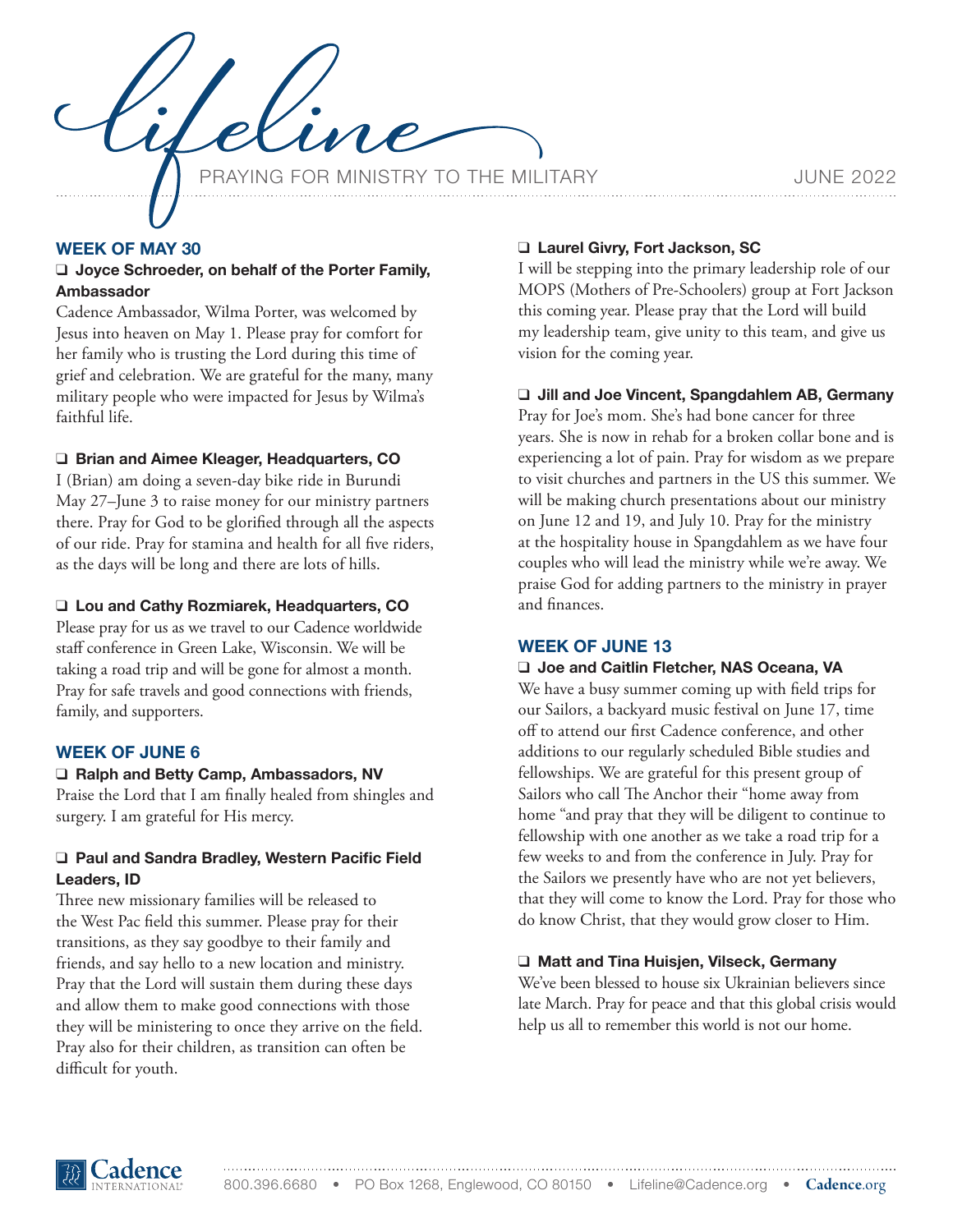# lifeline

PRAYING FOR MINISTRY TO THE MILITARY

JUNE 2022

## WEEK OF MAY 30

**❑ Joyce Schroeder, on behalf of the Porter Family, Ambassador**

Cadence Ambassador, Wilma Porter, was welcomed by Jesus into heaven on May 1. Please pray for comfort for her family who is trusting the Lord during this time of grief and celebration. We are grateful for the many, many military people who were impacted for Jesus by Wilma's faithful life.

**❑ Brian and Aimee Kleager, Headquarters, CO**

I (Brian) am doing a seven-day bike ride in Burundi May 27–June 3 to raise money for our ministry partners there. Pray for God to be glorified through all the aspects of our ride. Pray for stamina and health for all five riders, as the days will be long and there are lots of hills.

**❑ Lou and Cathy Rozmiarek, Headquarters, CO**

Please pray for us as we travel to our Cadence worldwide staff conference in Green Lake, Wisconsin. We will be taking a road trip and will be gone for almost a month. Pray for safe travels and good connections with friends, family, and supporters.

## WEEK OF JUNE 6

**❑ Ralph and Betty Camp, Ambassadors, NV**

Praise the Lord that I am finally healed from shingles and surgery. I am grateful for His mercy.

**❑ Paul and Sandra Bradley, Western Pacific Field Leaders, ID**

Three new missionary families will be released to the West Pac field this summer. Please pray for their transitions, as they say goodbye to their family and friends, and say hello to a new location and ministry. Pray that the Lord will sustain them during these days and allow them to make good connections with those they will be ministering to once they arrive on the field. Pray also for their children, as transition can often be difficult for youth.

**❑ Laurel Givry, Fort Jackson, SC**

I will be stepping into the primary leadership role of our MOPS (Mothers of Pre-Schoolers) group at Fort Jackson this coming year. Please pray that the Lord will build my leadership team, give unity to this team, and give us vision for the coming year.

**❑ Jill and Joe Vincent, Spangdahlem AB, Germany**

Pray for Joe's mom. She's had bone cancer for three years. She is now in rehab for a broken collar bone and is experiencing a lot of pain. Pray for wisdom as we prepare to visit churches and partners in the US this summer. We will be making church presentations about our ministry on June 12 and 19, and July 10. Pray for the ministry at the hospitality house in Spangdahlem as we have four couples who will lead the ministry while we're away. We praise God for adding partners to the ministry in prayer and finances.

## WEEK OF JUNE 13

**❑ Joe and Caitlin Fletcher, NAS Oceana, VA**

We have a busy summer coming up with field trips for our Sailors, a backyard music festival on June 17, time off to attend our first Cadence conference, and other additions to our regularly scheduled Bible studies and fellowships. We are grateful for this present group of Sailors who call The Anchor their "home away from home "and pray that they will be diligent to continue to fellowship with one another as we take a road trip for a few weeks to and from the conference in July. Pray for the Sailors we presently have who are not yet believers, that they will come to know the Lord. Pray for those who do know Christ, that they would grow closer to Him.

**❑ Matt and Tina Huisjen, Vilseck, Germany**

We've been blessed to house six Ukrainian believers since late March. Pray for peace and that this global crisis would help us all to remember this world is not our home.

Cadence INTERNATIONAL

800.396.6680 • PO Box 1268, Englewood, CO 80150 • Lifeline@Cadence.org • Cadence.org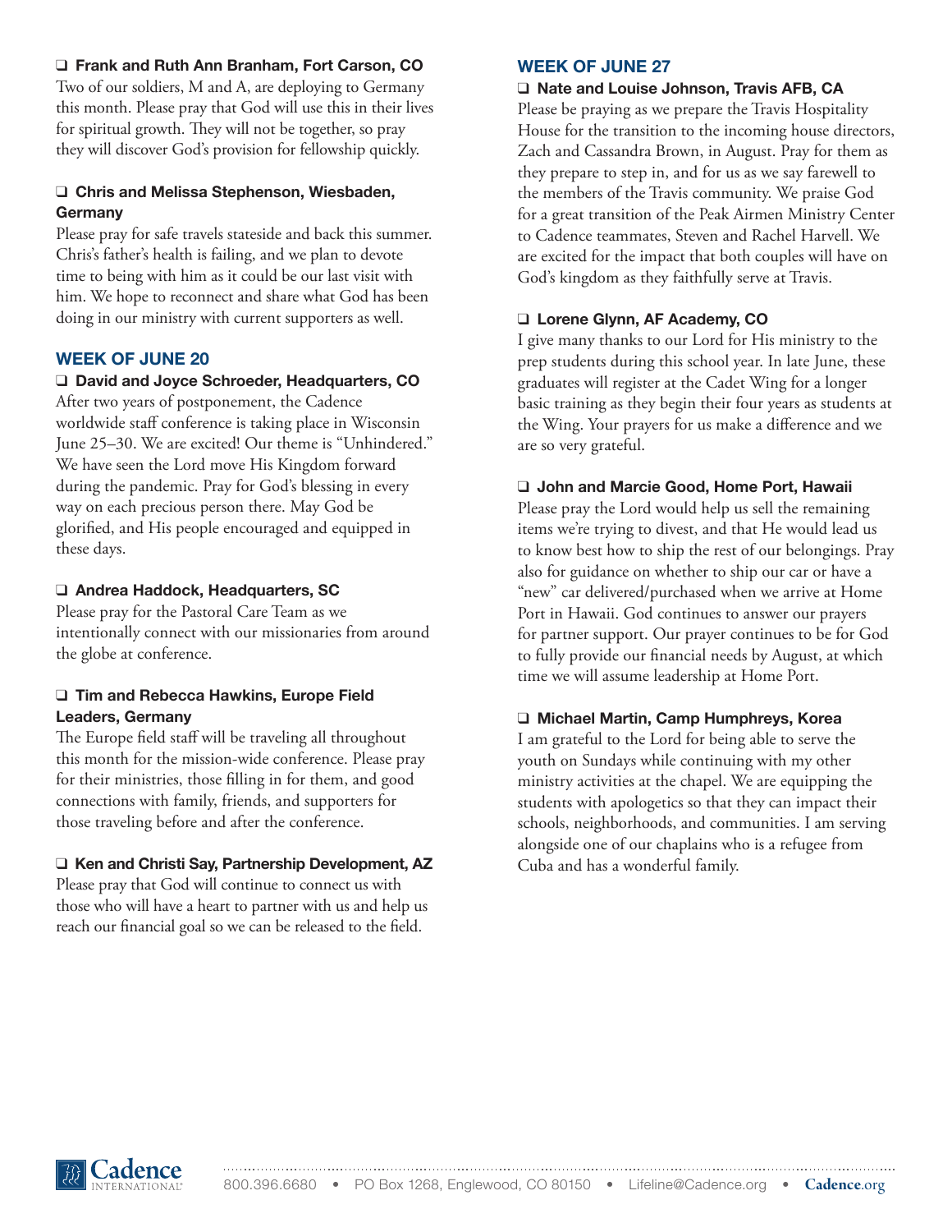❑ **Frank and Ruth Ann Branham, Fort Carson, CO**
Two of our soldiers, M and A, are deploying to Germany this month. Please pray that God will use this in their lives for spiritual growth. They will not be together, so pray they will discover God's provision for fellowship quickly.

❑ **Chris and Melissa Stephenson, Wiesbaden, Germany**
Please pray for safe travels stateside and back this summer. Chris's father's health is failing, and we plan to devote time to being with him as it could be our last visit with him. We hope to reconnect and share what God has been doing in our ministry with current supporters as well.

## WEEK OF JUNE 20

❑ **David and Joyce Schroeder, Headquarters, CO**
After two years of postponement, the Cadence worldwide staff conference is taking place in Wisconsin June 25–30. We are excited! Our theme is "Unhindered." We have seen the Lord move His Kingdom forward during the pandemic. Pray for God's blessing in every way on each precious person there. May God be glorified, and His people encouraged and equipped in these days.

❑ **Andrea Haddock, Headquarters, SC**
Please pray for the Pastoral Care Team as we intentionally connect with our missionaries from around the globe at conference.

❑ **Tim and Rebecca Hawkins, Europe Field Leaders, Germany**
The Europe field staff will be traveling all throughout this month for the mission-wide conference. Please pray for their ministries, those filling in for them, and good connections with family, friends, and supporters for those traveling before and after the conference.

❑ **Ken and Christi Say, Partnership Development, AZ**
Please pray that God will continue to connect us with those who will have a heart to partner with us and help us reach our financial goal so we can be released to the field.

## WEEK OF JUNE 27

❑ **Nate and Louise Johnson, Travis AFB, CA**
Please be praying as we prepare the Travis Hospitality House for the transition to the incoming house directors, Zach and Cassandra Brown, in August. Pray for them as they prepare to step in, and for us as we say farewell to the members of the Travis community. We praise God for a great transition of the Peak Airmen Ministry Center to Cadence teammates, Steven and Rachel Harvell. We are excited for the impact that both couples will have on God's kingdom as they faithfully serve at Travis.

❑ **Lorene Glynn, AF Academy, CO**
I give many thanks to our Lord for His ministry to the prep students during this school year. In late June, these graduates will register at the Cadet Wing for a longer basic training as they begin their four years as students at the Wing. Your prayers for us make a difference and we are so very grateful.

❑ **John and Marcie Good, Home Port, Hawaii**
Please pray the Lord would help us sell the remaining items we're trying to divest, and that He would lead us to know best how to ship the rest of our belongings. Pray also for guidance on whether to ship our car or have a "new" car delivered/purchased when we arrive at Home Port in Hawaii. God continues to answer our prayers for partner support. Our prayer continues to be for God to fully provide our financial needs by August, at which time we will assume leadership at Home Port.

❑ **Michael Martin, Camp Humphreys, Korea**
I am grateful to the Lord for being able to serve the youth on Sundays while continuing with my other ministry activities at the chapel. We are equipping the students with apologetics so that they can impact their schools, neighborhoods, and communities. I am serving alongside one of our chaplains who is a refugee from Cuba and has a wonderful family.

Cadence International • 800.396.6680 • PO Box 1268, Englewood, CO 80150 • Lifeline@Cadence.org • Cadence.org